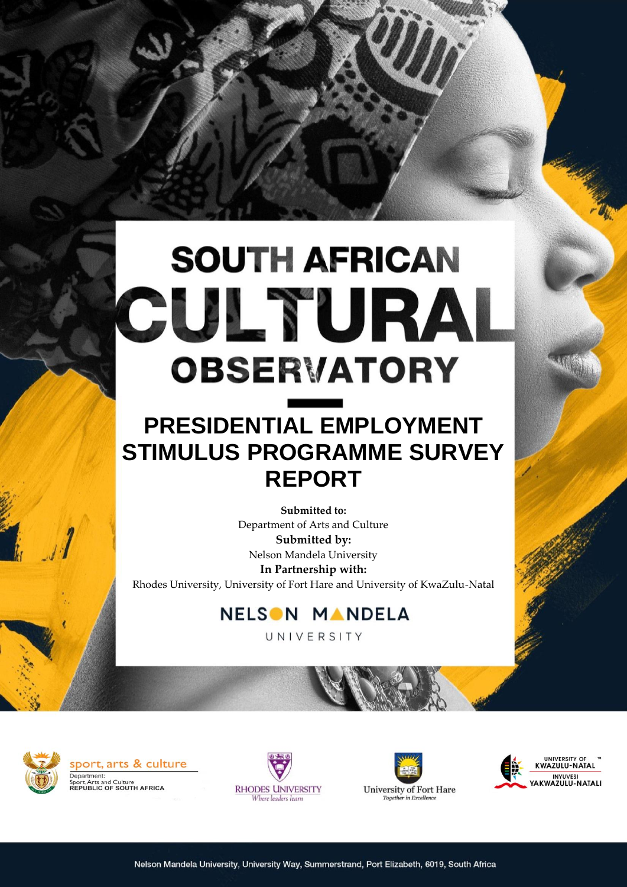# SOUTH AFRICAN CULTURAL OBSERVATORY

## PRESIDENTIAL EMPLOYMENT STIMULUS PROGRAMME SURVEY REPORT

**Submitted to:**
Department of Arts and Culture

**Submitted by:**
Nelson Mandela University

**In Partnership with:**
Rhodes University, University of Fort Hare and University of KwaZulu-Natal

NELSON MANDELA UNIVERSITY

sport, arts & culture
Department:
Sport, Arts and Culture
REPUBLIC OF SOUTH AFRICA

RHODES UNIVERSITY
*Where leaders learn*

University of Fort Hare
*Together in Excellence*

UNIVERSITY OF KWAZULU-NATAL
INYUVESI YAKWAZULU-NATALI

Nelson Mandela University, University Way, Summerstrand, Port Elizabeth, 6019, South Africa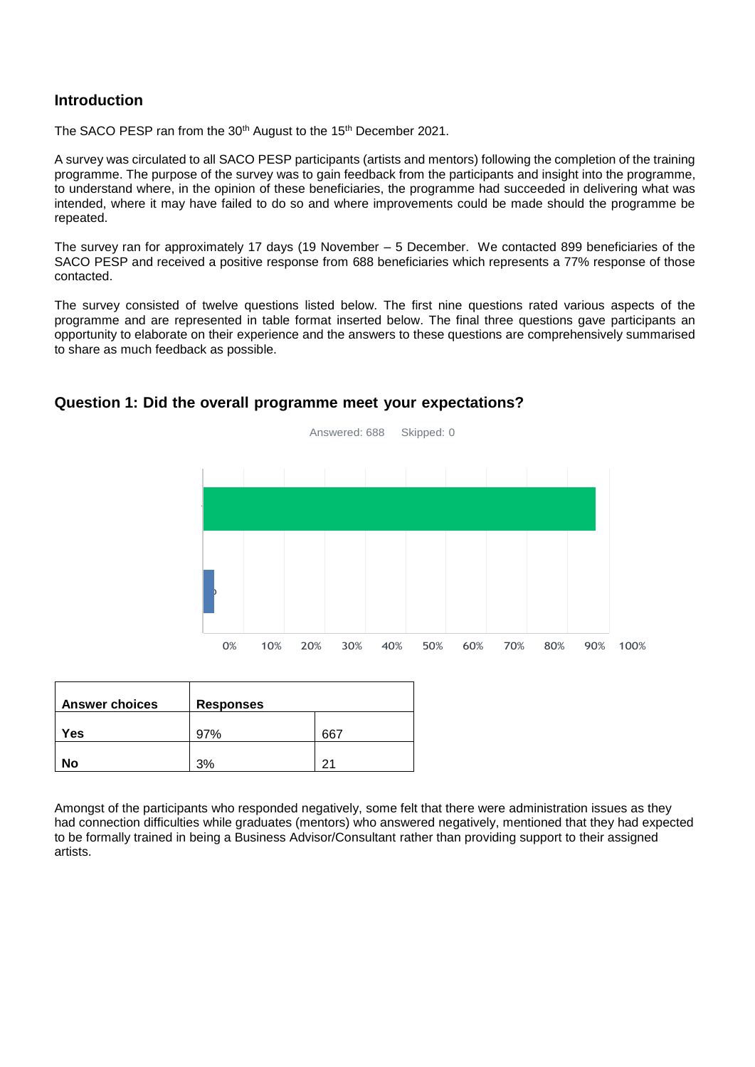## Introduction

The SACO PESP ran from the 30th August to the 15th December 2021.

A survey was circulated to all SACO PESP participants (artists and mentors) following the completion of the training programme. The purpose of the survey was to gain feedback from the participants and insight into the programme, to understand where, in the opinion of these beneficiaries, the programme had succeeded in delivering what was intended, where it may have failed to do so and where improvements could be made should the programme be repeated.

The survey ran for approximately 17 days (19 November – 5 December. We contacted 899 beneficiaries of the SACO PESP and received a positive response from 688 beneficiaries which represents a 77% response of those contacted.

The survey consisted of twelve questions listed below. The first nine questions rated various aspects of the programme and are represented in table format inserted below. The final three questions gave participants an opportunity to elaborate on their experience and the answers to these questions are comprehensively summarised to share as much feedback as possible.

## Question 1: Did the overall programme meet your expectations?

Answered: 688 Skipped: 0

0% 10% 20% 30% 40% 50% 60% 70% 80% 90% 100%

| Answer choices | Responses | |
|---|---|---|
| Yes | 97% | 667 |
| No | 3% | 21 |

Amongst of the participants who responded negatively, some felt that there were administration issues as they had connection difficulties while graduates (mentors) who answered negatively, mentioned that they had expected to be formally trained in being a Business Advisor/Consultant rather than providing support to their assigned artists.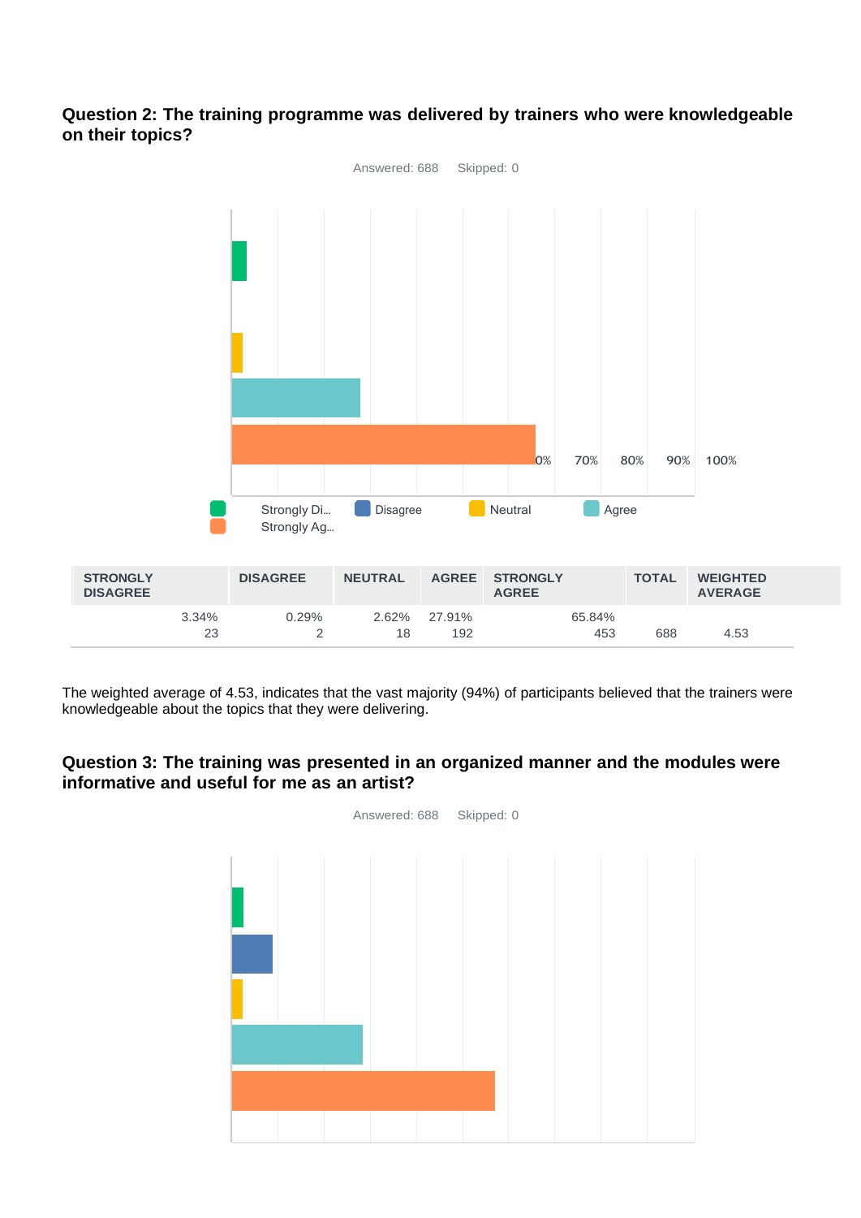**Question 2: The training programme was delivered by trainers who were knowledgeable on their topics?**

Answered: 688 Skipped: 0

| STRONGLY DISAGREE | DISAGREE | NEUTRAL | AGREE | STRONGLY AGREE | TOTAL | WEIGHTED AVERAGE |
|---|---|---|---|---|---|---|
| 3.34%<br>23 | 0.29%<br>2 | 2.62%<br>18 | 27.91%<br>192 | 65.84%<br>453 | 688 | 4.53 |

The weighted average of 4.53, indicates that the vast majority (94%) of participants believed that the trainers were knowledgeable about the topics that they were delivering.

**Question 3: The training was presented in an organized manner and the modules were informative and useful for me as an artist?**

Answered: 688 Skipped: 0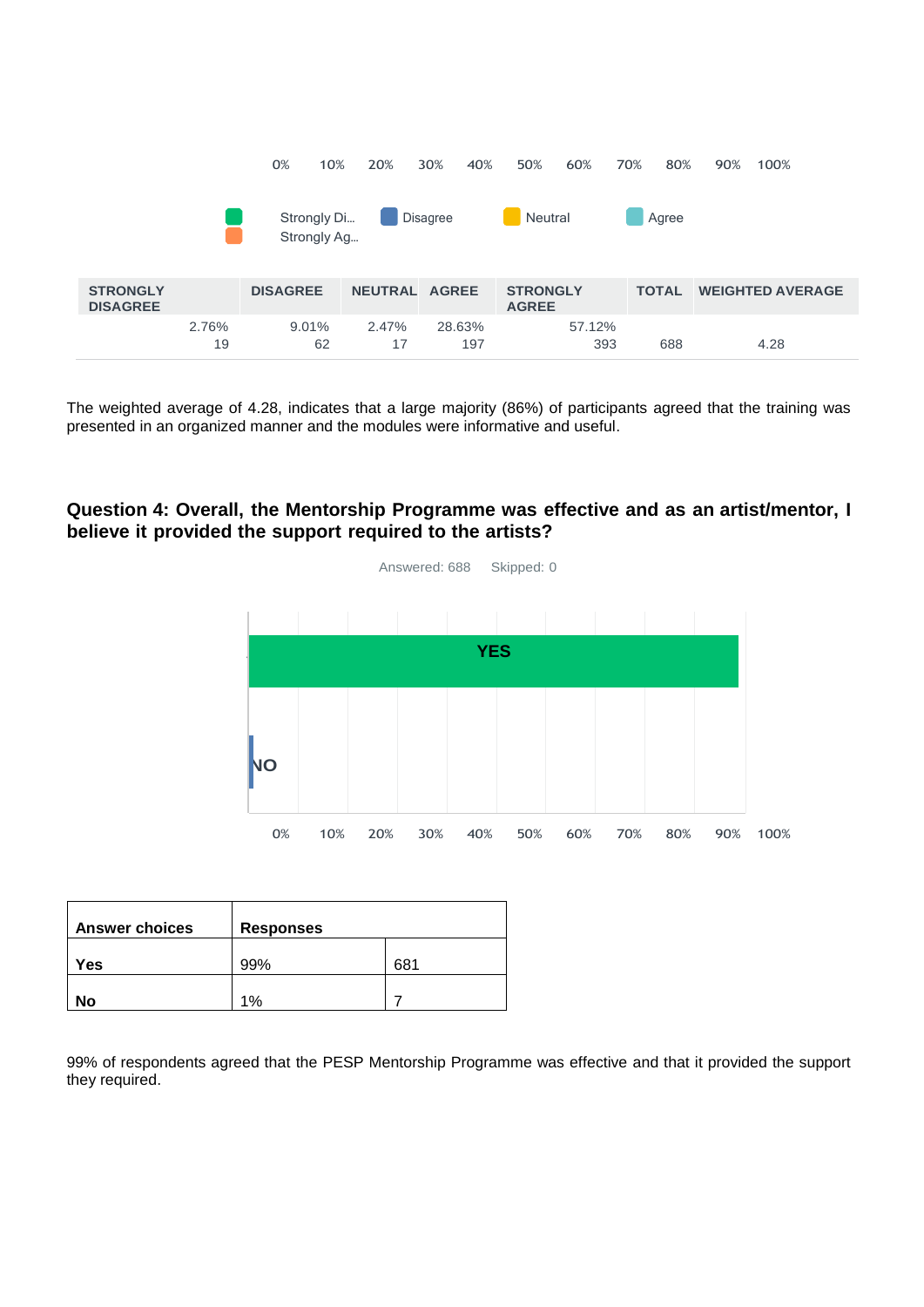| STRONGLY DISAGREE | DISAGREE | NEUTRAL | AGREE | STRONGLY AGREE | TOTAL | WEIGHTED AVERAGE |
|---|---|---|---|---|---|---|
| 2.76% 19 | 9.01% 62 | 2.47% 17 | 28.63% 197 | 57.12% 393 | 688 | 4.28 |

The weighted average of 4.28, indicates that a large majority (86%) of participants agreed that the training was presented in an organized manner and the modules were informative and useful.

### Question 4: Overall, the Mentorship Programme was effective and as an artist/mentor, I believe it provided the support required to the artists?

Answered: 688 Skipped: 0

| Answer choices | Responses | |
|---|---|---|
| Yes | 99% | 681 |
| No | 1% | 7 |

99% of respondents agreed that the PESP Mentorship Programme was effective and that it provided the support they required.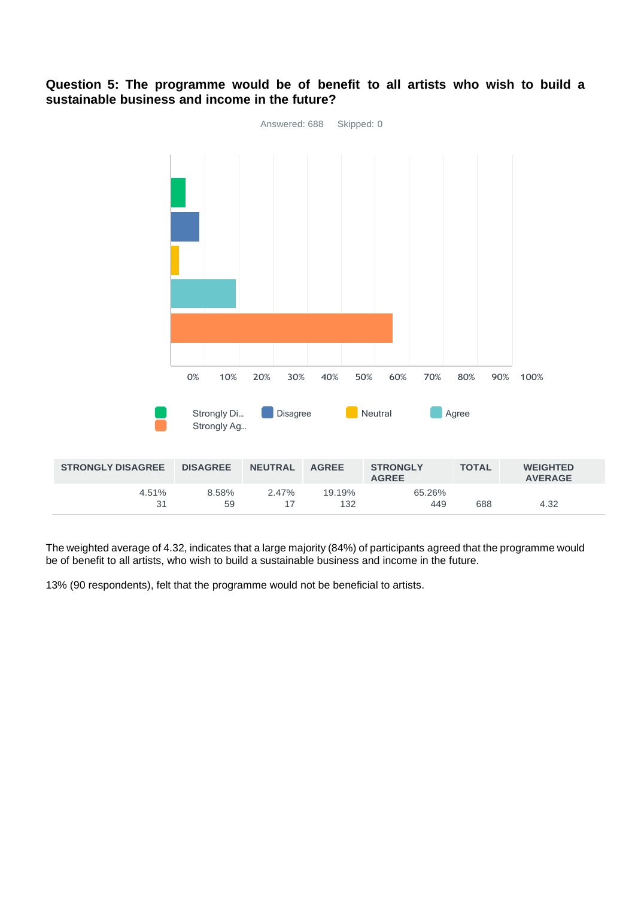**Question 5: The programme would be of benefit to all artists who wish to build a sustainable business and income in the future?**

Answered: 688 Skipped: 0

| STRONGLY DISAGREE | DISAGREE | NEUTRAL | AGREE | STRONGLY AGREE | TOTAL | WEIGHTED AVERAGE |
|---|---|---|---|---|---|---|
| 4.51%<br>31 | 8.58%<br>59 | 2.47%<br>17 | 19.19%<br>132 | 65.26%<br>449 | 688 | 4.32 |

The weighted average of 4.32, indicates that a large majority (84%) of participants agreed that the programme would be of benefit to all artists, who wish to build a sustainable business and income in the future.

13% (90 respondents), felt that the programme would not be beneficial to artists.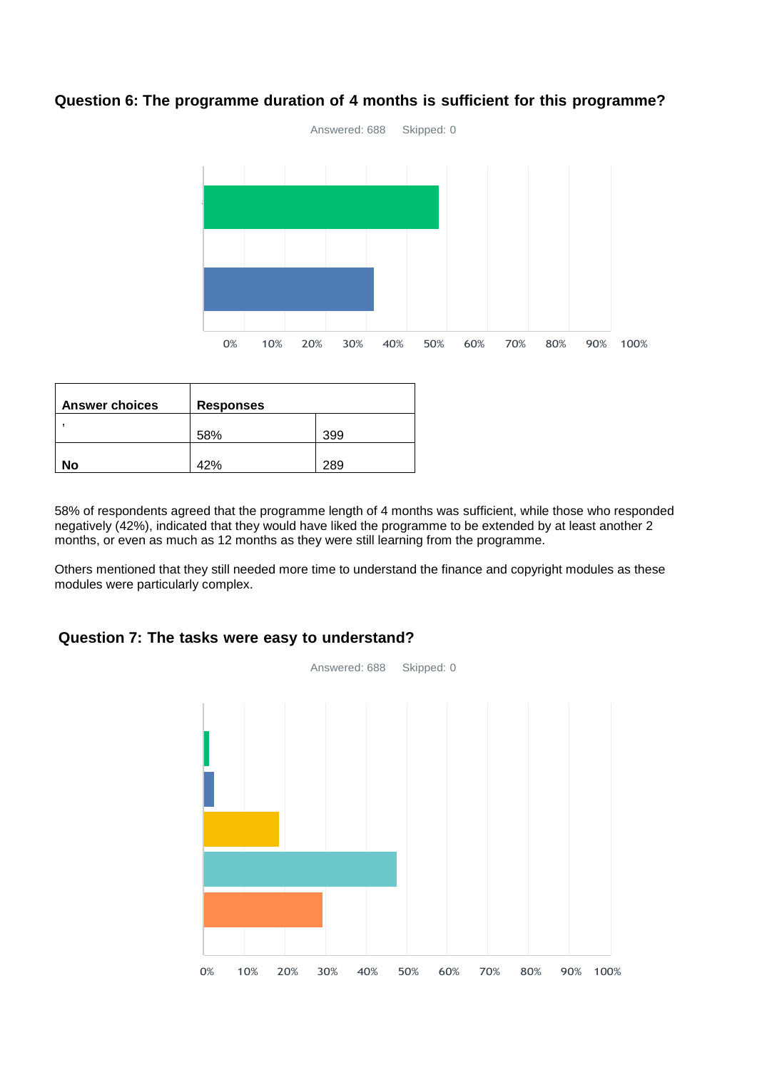### Question 6: The programme duration of 4 months is sufficient for this programme?

Answered: 688 Skipped: 0

| Answer choices | Responses | |
|---|---|---|
| , | 58% | 399 |
| No | 42% | 289 |

58% of respondents agreed that the programme length of 4 months was sufficient, while those who responded negatively (42%), indicated that they would have liked the programme to be extended by at least another 2 months, or even as much as 12 months as they were still learning from the programme.

Others mentioned that they still needed more time to understand the finance and copyright modules as these modules were particularly complex.

### Question 7: The tasks were easy to understand?

Answered: 688 Skipped: 0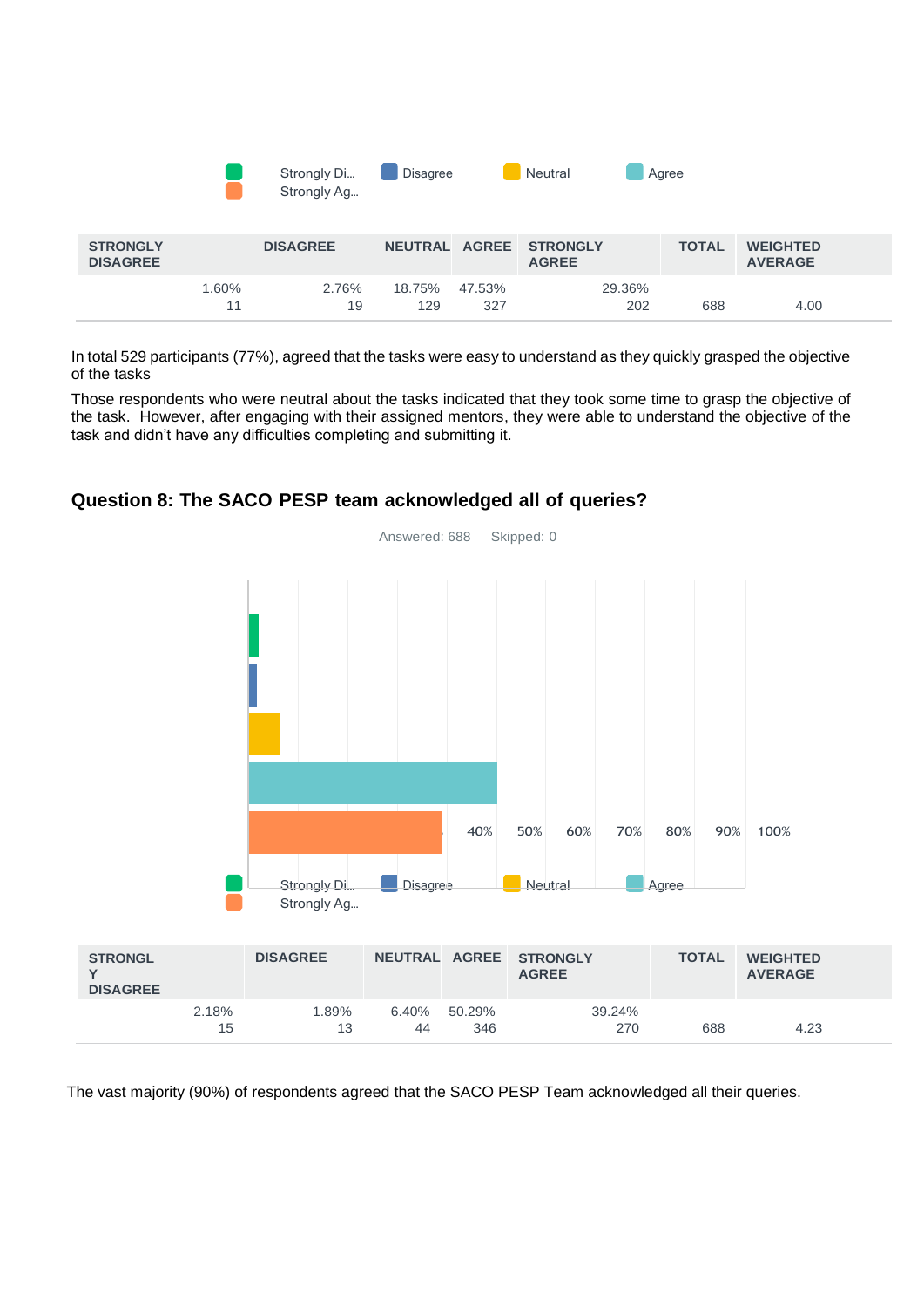Strongly Di... Disagree Neutral Agree Strongly Ag...

| STRONGLY DISAGREE | DISAGREE | NEUTRAL | AGREE | STRONGLY AGREE | TOTAL | WEIGHTED AVERAGE |
|---|---|---|---|---|---|---|
| 1.60% 11 | 2.76% 19 | 18.75% 129 | 47.53% 327 | 29.36% 202 | 688 | 4.00 |

In total 529 participants (77%), agreed that the tasks were easy to understand as they quickly grasped the objective of the tasks

Those respondents who were neutral about the tasks indicated that they took some time to grasp the objective of the task. However, after engaging with their assigned mentors, they were able to understand the objective of the task and didn't have any difficulties completing and submitting it.

### Question 8: The SACO PESP team acknowledged all of queries?

Answered: 688 Skipped: 0

40% 50% 60% 70% 80% 90% 100%

Strongly Di... Disagree Neutral Agree Strongly Ag...

| STRONGLY DISAGREE | DISAGREE | NEUTRAL | AGREE | STRONGLY AGREE | TOTAL | WEIGHTED AVERAGE |
|---|---|---|---|---|---|---|
| 2.18% 15 | 1.89% 13 | 6.40% 44 | 50.29% 346 | 39.24% 270 | 688 | 4.23 |

The vast majority (90%) of respondents agreed that the SACO PESP Team acknowledged all their queries.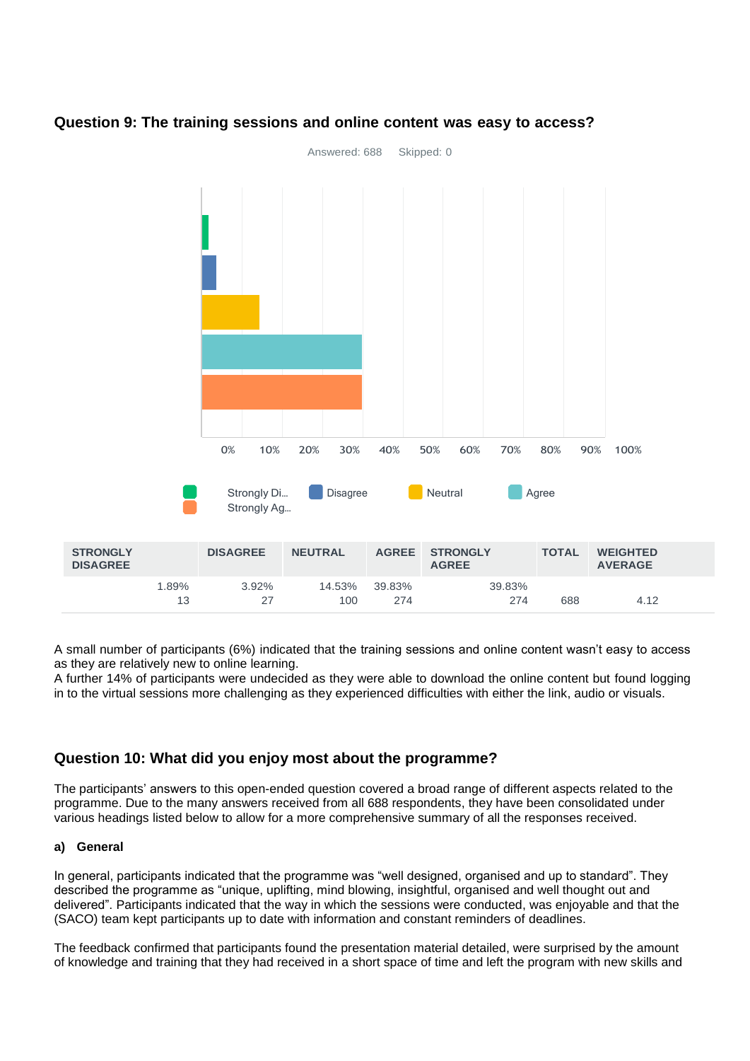## Question 9: The training sessions and online content was easy to access?

Answered: 688 Skipped: 0

| STRONGLY DISAGREE | DISAGREE | NEUTRAL | AGREE | STRONGLY AGREE | TOTAL | WEIGHTED AVERAGE |
|---|---|---|---|---|---|---|
| 1.89% 13 | 3.92% 27 | 14.53% 100 | 39.83% 274 | 39.83% 274 | 688 | 4.12 |

A small number of participants (6%) indicated that the training sessions and online content wasn't easy to access as they are relatively new to online learning.
A further 14% of participants were undecided as they were able to download the online content but found logging in to the virtual sessions more challenging as they experienced difficulties with either the link, audio or visuals.

## Question 10: What did you enjoy most about the programme?

The participants' answers to this open-ended question covered a broad range of different aspects related to the programme. Due to the many answers received from all 688 respondents, they have been consolidated under various headings listed below to allow for a more comprehensive summary of all the responses received.

### a) General

In general, participants indicated that the programme was "well designed, organised and up to standard". They described the programme as "unique, uplifting, mind blowing, insightful, organised and well thought out and delivered". Participants indicated that the way in which the sessions were conducted, was enjoyable and that the (SACO) team kept participants up to date with information and constant reminders of deadlines.

The feedback confirmed that participants found the presentation material detailed, were surprised by the amount of knowledge and training that they had received in a short space of time and left the program with new skills and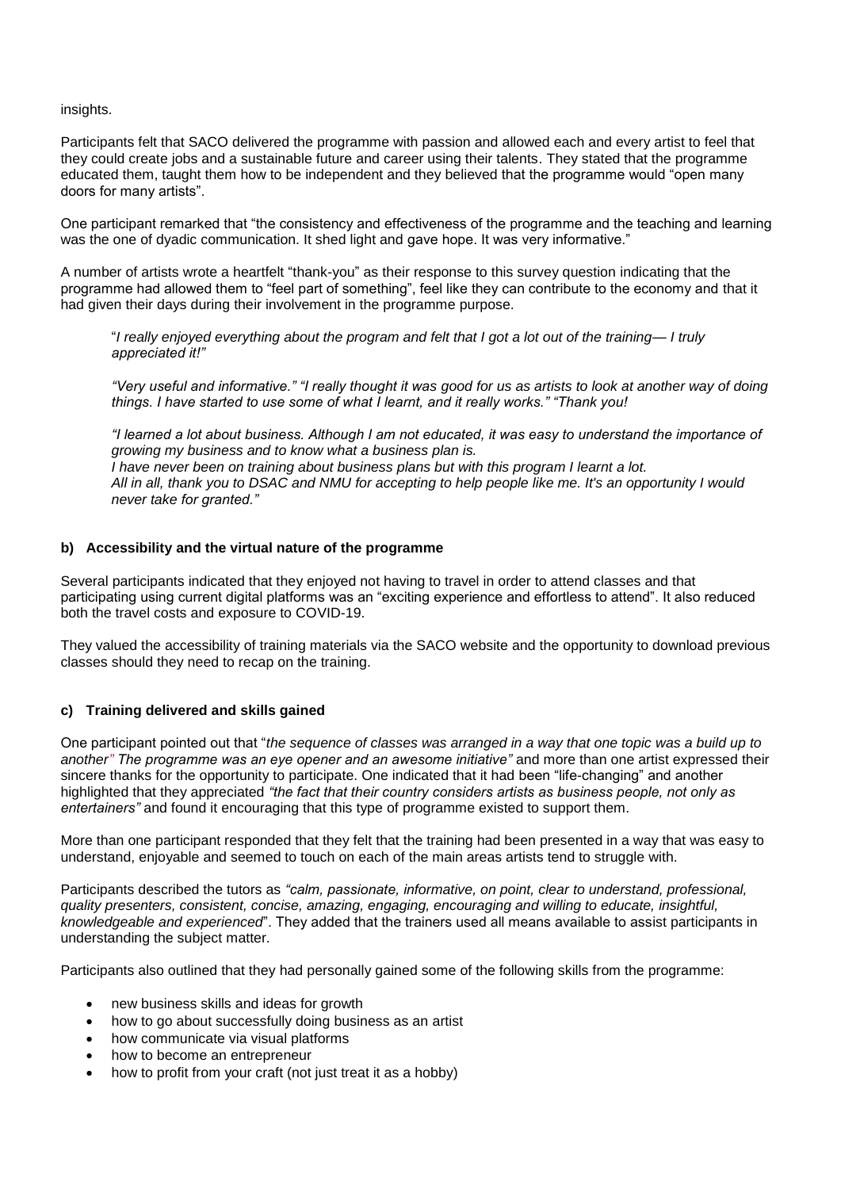insights.

Participants felt that SACO delivered the programme with passion and allowed each and every artist to feel that they could create jobs and a sustainable future and career using their talents. They stated that the programme educated them, taught them how to be independent and they believed that the programme would "open many doors for many artists".

One participant remarked that "the consistency and effectiveness of the programme and the teaching and learning was the one of dyadic communication. It shed light and gave hope. It was very informative."

A number of artists wrote a heartfelt "thank-you" as their response to this survey question indicating that the programme had allowed them to "feel part of something", feel like they can contribute to the economy and that it had given their days during their involvement in the programme purpose.

> "*I really enjoyed everything about the program and felt that I got a lot out of the training— I truly appreciated it!"*
>
> *"Very useful and informative." "I really thought it was good for us as artists to look at another way of doing things. I have started to use some of what I learnt, and it really works." "Thank you!*
>
> *"I learned a lot about business. Although I am not educated, it was easy to understand the importance of growing my business and to know what a business plan is.*
> *I have never been on training about business plans but with this program I learnt a lot.*
> *All in all, thank you to DSAC and NMU for accepting to help people like me. It's an opportunity I would never take for granted."*

#### b) Accessibility and the virtual nature of the programme

Several participants indicated that they enjoyed not having to travel in order to attend classes and that participating using current digital platforms was an "exciting experience and effortless to attend". It also reduced both the travel costs and exposure to COVID-19.

They valued the accessibility of training materials via the SACO website and the opportunity to download previous classes should they need to recap on the training.

#### c) Training delivered and skills gained

One participant pointed out that "*the sequence of classes was arranged in a way that one topic was a build up to another" The programme was an eye opener and an awesome initiative"* and more than one artist expressed their sincere thanks for the opportunity to participate. One indicated that it had been "life-changing" and another highlighted that they appreciated *"the fact that their country considers artists as business people, not only as entertainers"* and found it encouraging that this type of programme existed to support them.

More than one participant responded that they felt that the training had been presented in a way that was easy to understand, enjoyable and seemed to touch on each of the main areas artists tend to struggle with.

Participants described the tutors as *"calm, passionate, informative, on point, clear to understand, professional, quality presenters, consistent, concise, amazing, engaging, encouraging and willing to educate, insightful, knowledgeable and experienced*". They added that the trainers used all means available to assist participants in understanding the subject matter.

Participants also outlined that they had personally gained some of the following skills from the programme:

- new business skills and ideas for growth
- how to go about successfully doing business as an artist
- how communicate via visual platforms
- how to become an entrepreneur
- how to profit from your craft (not just treat it as a hobby)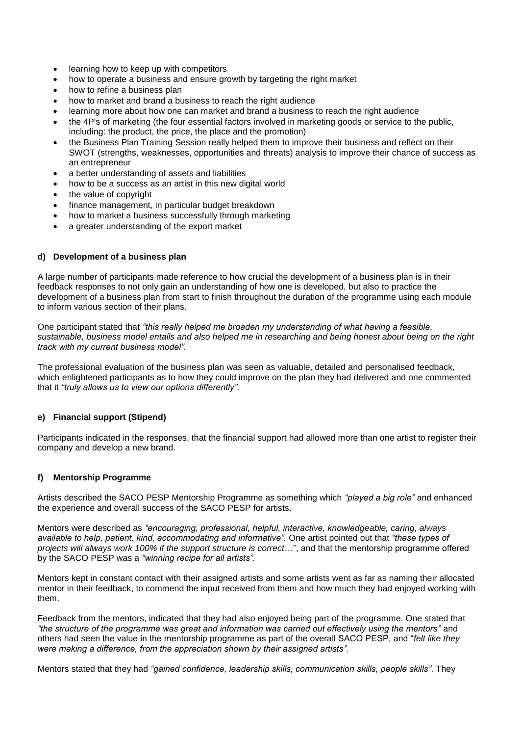- learning how to keep up with competitors
- how to operate a business and ensure growth by targeting the right market
- how to refine a business plan
- how to market and brand a business to reach the right audience
- learning more about how one can market and brand a business to reach the right audience
- the 4P's of marketing (the four essential factors involved in marketing goods or service to the public, including: the product, the price, the place and the promotion)
- the Business Plan Training Session really helped them to improve their business and reflect on their SWOT (strengths, weaknesses, opportunities and threats) analysis to improve their chance of success as an entrepreneur
- a better understanding of assets and liabilities
- how to be a success as an artist in this new digital world
- the value of copyright
- finance management, in particular budget breakdown
- how to market a business successfully through marketing
- a greater understanding of the export market

#### d) Development of a business plan

A large number of participants made reference to how crucial the development of a business plan is in their feedback responses to not only gain an understanding of how one is developed, but also to practice the development of a business plan from start to finish throughout the duration of the programme using each module to inform various section of their plans.

One participant stated that *"this really helped me broaden my understanding of what having a feasible, sustainable, business model entails and also helped me in researching and being honest about being on the right track with my current business model".*

The professional evaluation of the business plan was seen as valuable, detailed and personalised feedback, which enlightened participants as to how they could improve on the plan they had delivered and one commented that it *"truly allows us to view our options differently".*

#### e) Financial support (Stipend)

Participants indicated in the responses, that the financial support had allowed more than one artist to register their company and develop a new brand.

#### f) Mentorship Programme

Artists described the SACO PESP Mentorship Programme as something which *"played a big role"* and enhanced the experience and overall success of the SACO PESP for artists.

Mentors were described as *"encouraging, professional, helpful, interactive, knowledgeable, caring, always available to help, patient, kind, accommodating and informative".* One artist pointed out that *"these types of projects will always work 100% if the support structure is correct…*", and that the mentorship programme offered by the SACO PESP was a *"winning recipe for all artists".*

Mentors kept in constant contact with their assigned artists and some artists went as far as naming their allocated mentor in their feedback, to commend the input received from them and how much they had enjoyed working with them.

Feedback from the mentors, indicated that they had also enjoyed being part of the programme. One stated that *"the structure of the programme was great and information was carried out effectively using the mentors"* and others had seen the value in the mentorship programme as part of the overall SACO PESP, and "*felt like they were making a difference, from the appreciation shown by their assigned artists".*

Mentors stated that they had *"gained confidence, leadership skills, communication skills, people skills".* They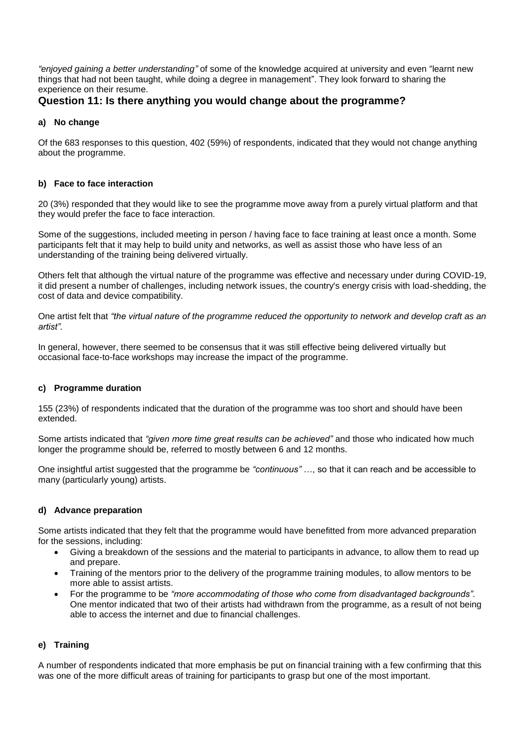*"enjoyed gaining a better understanding"* of some of the knowledge acquired at university and even "learnt new things that had not been taught, while doing a degree in management". They look forward to sharing the experience on their resume.

## Question 11: Is there anything you would change about the programme?

### a) No change

Of the 683 responses to this question, 402 (59%) of respondents, indicated that they would not change anything about the programme.

### b) Face to face interaction

20 (3%) responded that they would like to see the programme move away from a purely virtual platform and that they would prefer the face to face interaction.

Some of the suggestions, included meeting in person / having face to face training at least once a month. Some participants felt that it may help to build unity and networks, as well as assist those who have less of an understanding of the training being delivered virtually.

Others felt that although the virtual nature of the programme was effective and necessary under during COVID-19, it did present a number of challenges, including network issues, the country's energy crisis with load-shedding, the cost of data and device compatibility.

One artist felt that *"the virtual nature of the programme reduced the opportunity to network and develop craft as an artist".*

In general, however, there seemed to be consensus that it was still effective being delivered virtually but occasional face-to-face workshops may increase the impact of the programme.

### c) Programme duration

155 (23%) of respondents indicated that the duration of the programme was too short and should have been extended.

Some artists indicated that *"given more time great results can be achieved"* and those who indicated how much longer the programme should be, referred to mostly between 6 and 12 months.

One insightful artist suggested that the programme be *"continuous"* …, so that it can reach and be accessible to many (particularly young) artists.

### d) Advance preparation

Some artists indicated that they felt that the programme would have benefitted from more advanced preparation for the sessions, including:

- Giving a breakdown of the sessions and the material to participants in advance, to allow them to read up and prepare.
- Training of the mentors prior to the delivery of the programme training modules, to allow mentors to be more able to assist artists.
- For the programme to be *"more accommodating of those who come from disadvantaged backgrounds".* One mentor indicated that two of their artists had withdrawn from the programme, as a result of not being able to access the internet and due to financial challenges.

### e) Training

A number of respondents indicated that more emphasis be put on financial training with a few confirming that this was one of the more difficult areas of training for participants to grasp but one of the most important.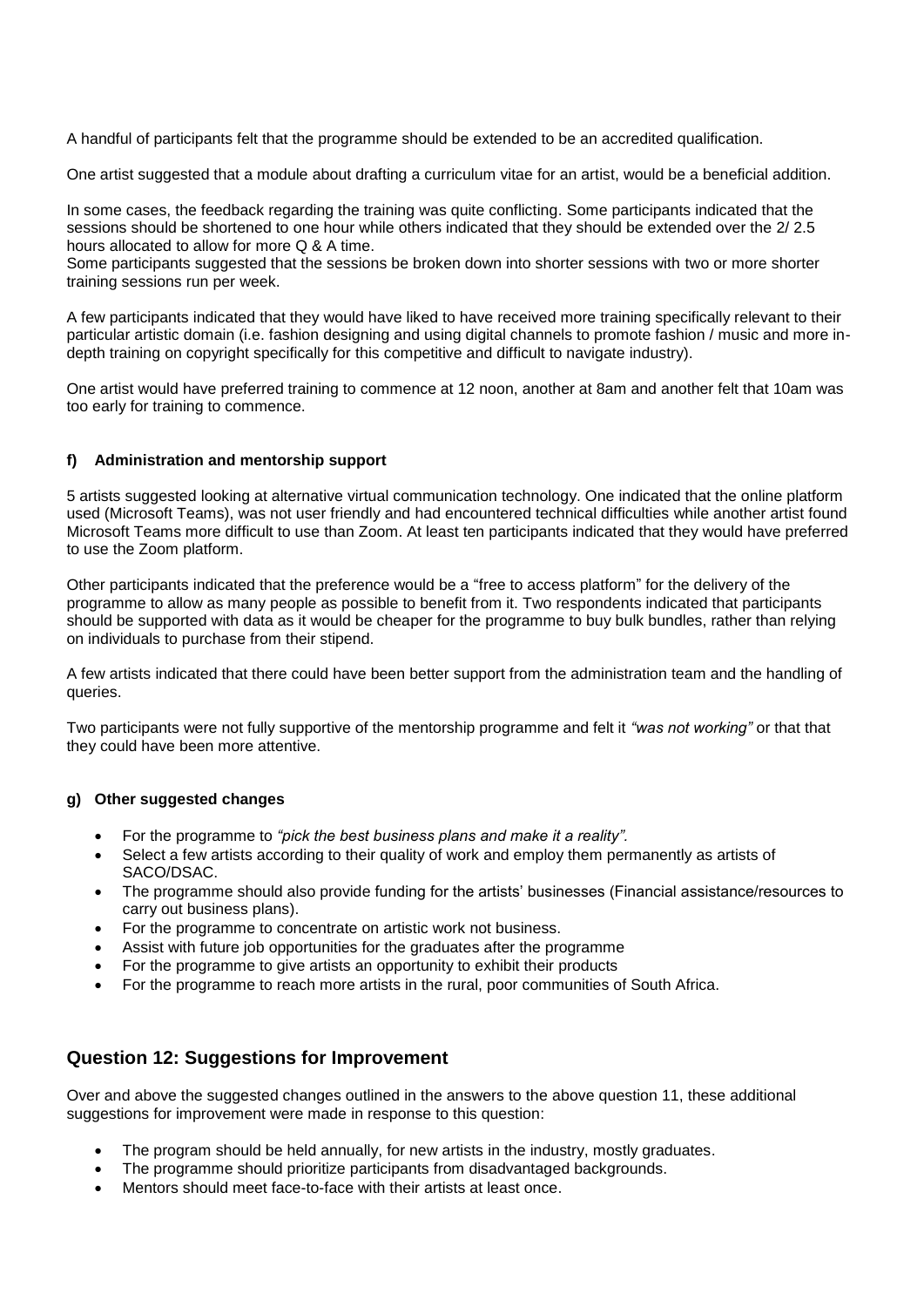A handful of participants felt that the programme should be extended to be an accredited qualification.

One artist suggested that a module about drafting a curriculum vitae for an artist, would be a beneficial addition.

In some cases, the feedback regarding the training was quite conflicting. Some participants indicated that the sessions should be shortened to one hour while others indicated that they should be extended over the 2/ 2.5 hours allocated to allow for more Q & A time.
Some participants suggested that the sessions be broken down into shorter sessions with two or more shorter training sessions run per week.

A few participants indicated that they would have liked to have received more training specifically relevant to their particular artistic domain (i.e. fashion designing and using digital channels to promote fashion / music and more in-depth training on copyright specifically for this competitive and difficult to navigate industry).

One artist would have preferred training to commence at 12 noon, another at 8am and another felt that 10am was too early for training to commence.

#### f) Administration and mentorship support

5 artists suggested looking at alternative virtual communication technology. One indicated that the online platform used (Microsoft Teams), was not user friendly and had encountered technical difficulties while another artist found Microsoft Teams more difficult to use than Zoom. At least ten participants indicated that they would have preferred to use the Zoom platform.

Other participants indicated that the preference would be a "free to access platform" for the delivery of the programme to allow as many people as possible to benefit from it. Two respondents indicated that participants should be supported with data as it would be cheaper for the programme to buy bulk bundles, rather than relying on individuals to purchase from their stipend.

A few artists indicated that there could have been better support from the administration team and the handling of queries.

Two participants were not fully supportive of the mentorship programme and felt it *"was not working"* or that that they could have been more attentive.

#### g) Other suggested changes

- For the programme to *"pick the best business plans and make it a reality".*
- Select a few artists according to their quality of work and employ them permanently as artists of SACO/DSAC.
- The programme should also provide funding for the artists' businesses (Financial assistance/resources to carry out business plans).
- For the programme to concentrate on artistic work not business.
- Assist with future job opportunities for the graduates after the programme
- For the programme to give artists an opportunity to exhibit their products
- For the programme to reach more artists in the rural, poor communities of South Africa.

## Question 12: Suggestions for Improvement

Over and above the suggested changes outlined in the answers to the above question 11, these additional suggestions for improvement were made in response to this question:

- The program should be held annually, for new artists in the industry, mostly graduates.
- The programme should prioritize participants from disadvantaged backgrounds.
- Mentors should meet face-to-face with their artists at least once.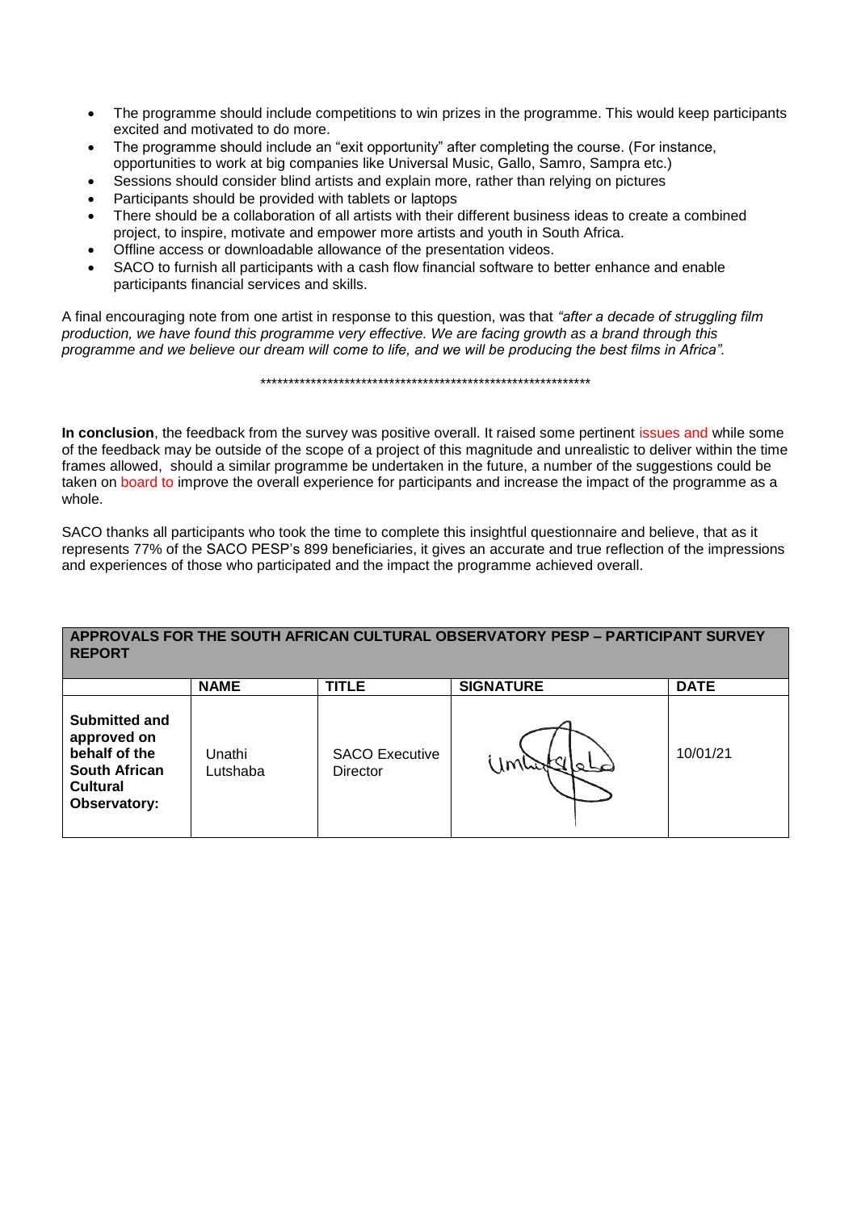- The programme should include competitions to win prizes in the programme. This would keep participants excited and motivated to do more.
- The programme should include an "exit opportunity" after completing the course. (For instance, opportunities to work at big companies like Universal Music, Gallo, Samro, Sampra etc.)
- Sessions should consider blind artists and explain more, rather than relying on pictures
- Participants should be provided with tablets or laptops
- There should be a collaboration of all artists with their different business ideas to create a combined project, to inspire, motivate and empower more artists and youth in South Africa.
- Offline access or downloadable allowance of the presentation videos.
- SACO to furnish all participants with a cash flow financial software to better enhance and enable participants financial services and skills.

A final encouraging note from one artist in response to this question, was that *"after a decade of struggling film production, we have found this programme very effective. We are facing growth as a brand through this programme and we believe our dream will come to life, and we will be producing the best films in Africa".*

***************************************************************

**In conclusion**, the feedback from the survey was positive overall. It raised some pertinent issues and while some of the feedback may be outside of the scope of a project of this magnitude and unrealistic to deliver within the time frames allowed, should a similar programme be undertaken in the future, a number of the suggestions could be taken on board to improve the overall experience for participants and increase the impact of the programme as a whole.

SACO thanks all participants who took the time to complete this insightful questionnaire and believe, that as it represents 77% of the SACO PESP's 899 beneficiaries, it gives an accurate and true reflection of the impressions and experiences of those who participated and the impact the programme achieved overall.

| **APPROVALS FOR THE SOUTH AFRICAN CULTURAL OBSERVATORY PESP – PARTICIPANT SURVEY REPORT** | | | | |
|---|---|---|---|---|
| | **NAME** | **TITLE** | **SIGNATURE** | **DATE** |
| **Submitted and approved on behalf of the South African Cultural Observatory:** | Unathi Lutshaba | SACO Executive Director | [Signature] | 10/01/21 |